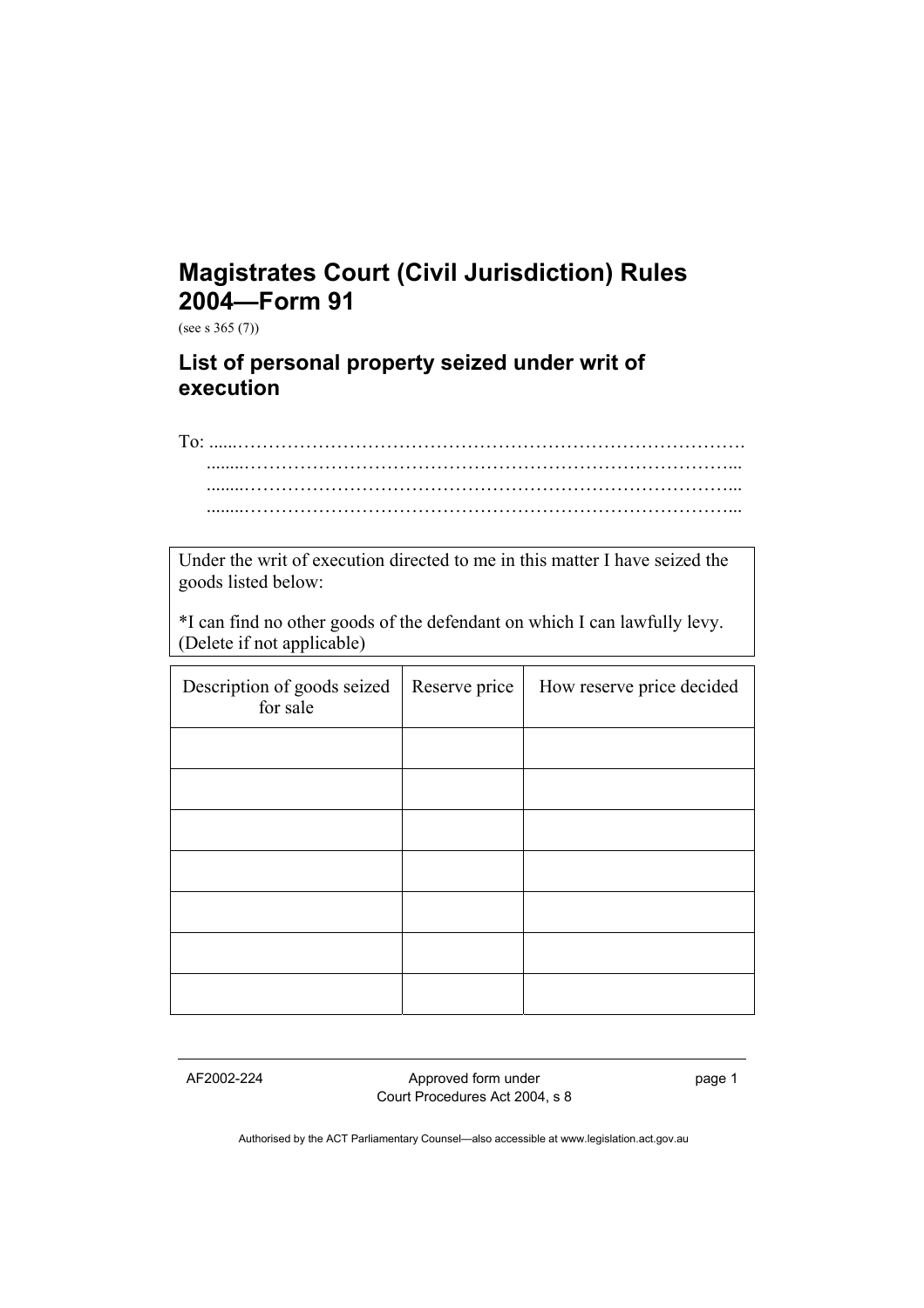# Magistrates Court (Civil Jurisdiction) Rules 2004—Form 91

(see s 365 (7))

## List of personal property seized under writ of execution

To: ......……………………………………………………………………….
........…………………………………………………………………...
........…………………………………………………………………...
........…………………………………………………………………...

| Under the writ of execution directed to me in this matter I have seized the goods listed below:<br><br>*I can find no other goods of the defendant on which I can lawfully levy. (Delete if not applicable) |
|---|

| Description of goods seized for sale | Reserve price | How reserve price decided |
|---|---|---|
| | | |
| | | |
| | | |
| | | |
| | | |
| | | |
| | | |

AF2002-224 Approved form under Court Procedures Act 2004, s 8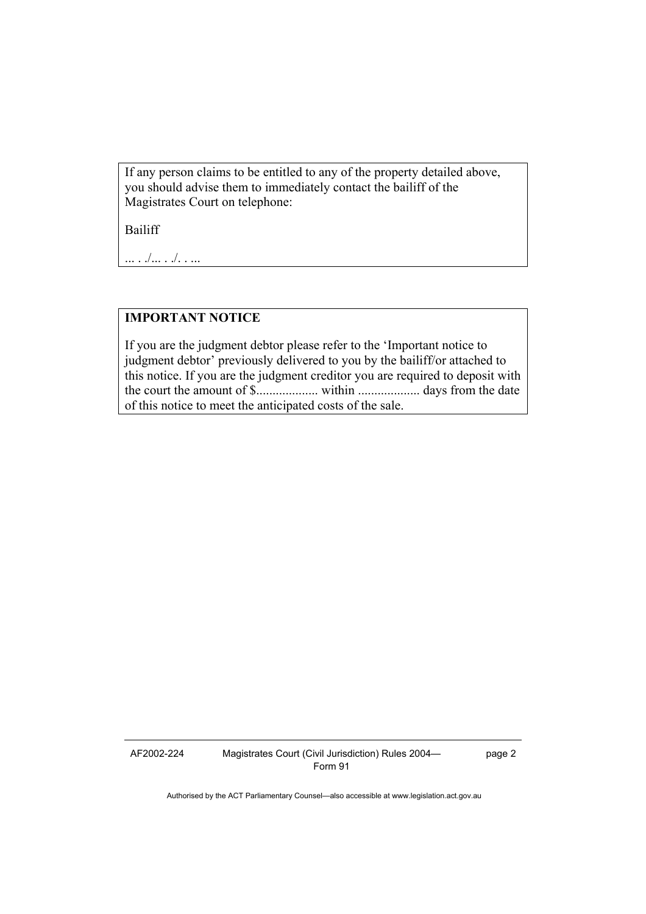If any person claims to be entitled to any of the property detailed above, you should advise them to immediately contact the bailiff of the Magistrates Court on telephone:

Bailiff

... . ./... . ./. . ...

**IMPORTANT NOTICE**

If you are the judgment debtor please refer to the 'Important notice to judgment debtor' previously delivered to you by the bailiff/or attached to this notice. If you are the judgment creditor you are required to deposit with the court the amount of $.................. within ................... days from the date of this notice to meet the anticipated costs of the sale.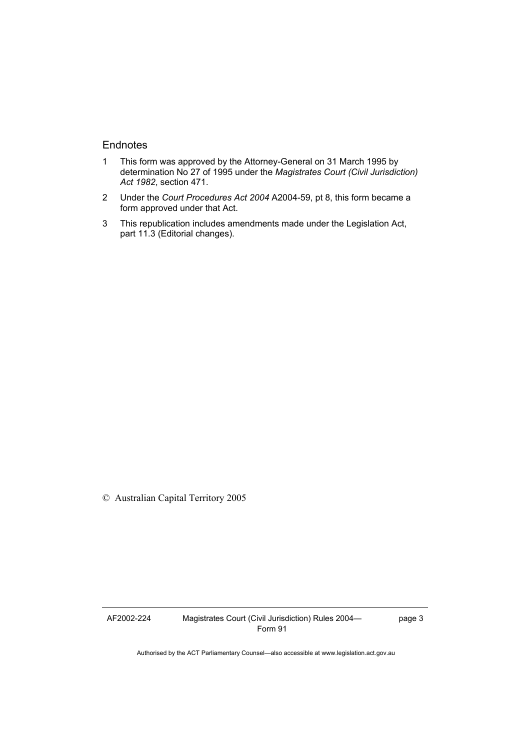## Endnotes

1 This form was approved by the Attorney-General on 31 March 1995 by determination No 27 of 1995 under the *Magistrates Court (Civil Jurisdiction) Act 1982*, section 471.

2 Under the *Court Procedures Act 2004* A2004-59, pt 8, this form became a form approved under that Act.

3 This republication includes amendments made under the Legislation Act, part 11.3 (Editorial changes).

© Australian Capital Territory 2005